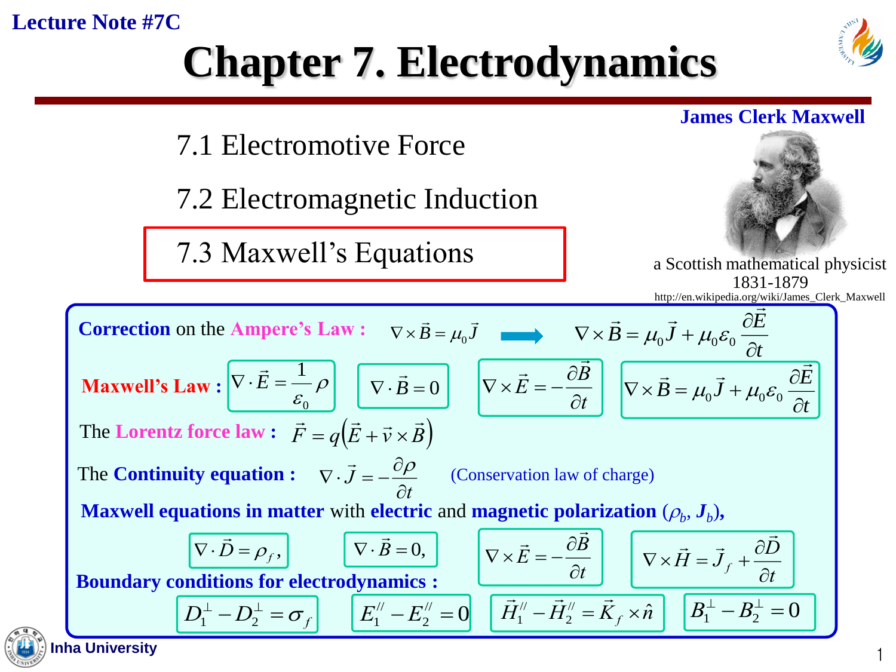Lecture Note #7C

# Chapter 7. Electrodynamics

7.1 Electromotive Force

7.2 Electromagnetic Induction

7.3 Maxwell's Equations

**James Clerk Maxwell**

a Scottish mathematical physicist
1831-1879
http://en.wikipedia.org/wiki/James_Clerk_Maxwell

**Correction** on the **Ampere's Law :** $\nabla \times \vec{B} = \mu_0 \vec{J}$ ➡ $\nabla \times \vec{B} = \mu_0 \vec{J} + \mu_0 \varepsilon_0 \dfrac{\partial \vec{E}}{\partial t}$

**Maxwell's Law :**

$$\nabla \cdot \vec{E} = \frac{1}{\varepsilon_0}\rho \qquad \nabla \cdot \vec{B} = 0 \qquad \nabla \times \vec{E} = -\frac{\partial \vec{B}}{\partial t} \qquad \nabla \times \vec{B} = \mu_0 \vec{J} + \mu_0 \varepsilon_0 \frac{\partial \vec{E}}{\partial t}$$

The **Lorentz force law :** $\vec{F} = q\left(\vec{E} + \vec{v} \times \vec{B}\right)$

The **Continuity equation :** $\nabla \cdot \vec{J} = -\dfrac{\partial \rho}{\partial t}$ (Conservation law of charge)

**Maxwell equations in matter** with **electric** and **magnetic polarization** ($\rho_b$, $J_b$),

$$\nabla \cdot \vec{D} = \rho_f, \qquad \nabla \cdot \vec{B} = 0, \qquad \nabla \times \vec{E} = -\frac{\partial \vec{B}}{\partial t} \qquad \nabla \times \vec{H} = \vec{J}_f + \frac{\partial \vec{D}}{\partial t}$$

**Boundary conditions for electrodynamics :**

$$D_1^{\perp} - D_2^{\perp} = \sigma_f \qquad E_1^{//} - E_2^{//} = 0 \qquad \vec{H}_1^{//} - \vec{H}_2^{//} = \vec{K}_f \times \hat{n} \qquad B_1^{\perp} - B_2^{\perp} = 0$$

Inha University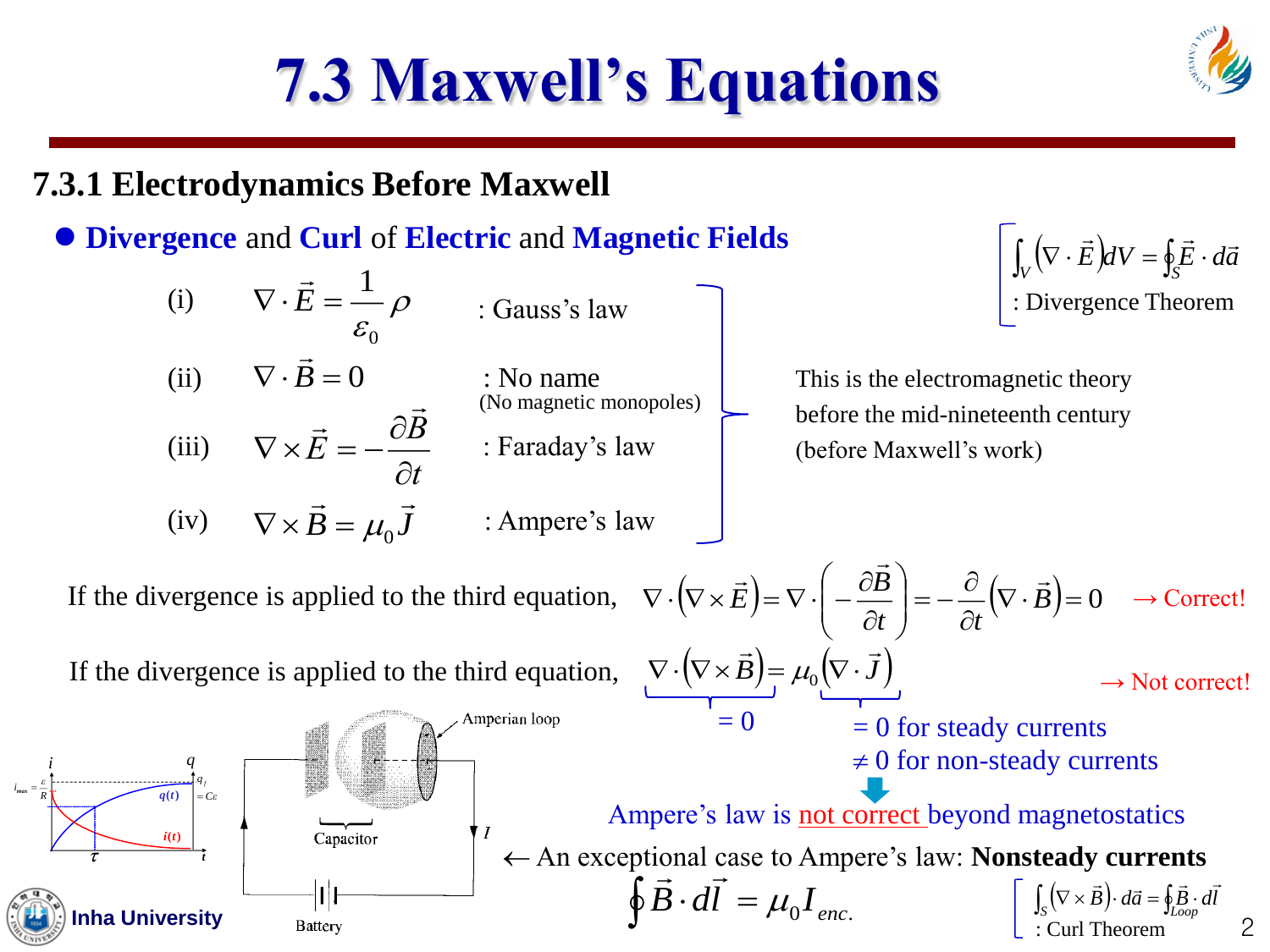# 7.3 Maxwell's Equations

## 7.3.1 Electrodynamics Before Maxwell

- **Divergence** and **Curl** of **Electric** and **Magnetic Fields**

(i) $\nabla \cdot \vec{E} = \frac{1}{\varepsilon_0}\rho$ : Gauss's law

(ii) $\nabla \cdot \vec{B} = 0$ : No name (No magnetic monopoles)

(iii) $\nabla \times \vec{E} = -\frac{\partial \vec{B}}{\partial t}$ : Faraday's law

(iv) $\nabla \times \vec{B} = \mu_0 \vec{J}$ : Ampere's law

This is the electromagnetic theory before the mid-nineteenth century (before Maxwell's work)

$$\int_V \left(\nabla \cdot \vec{E}\right) dV = \oint_S \vec{E} \cdot d\vec{a}$$

: Divergence Theorem

If the divergence is applied to the third equation, $\nabla \cdot \left(\nabla \times \vec{E}\right) = \nabla \cdot \left(-\frac{\partial \vec{B}}{\partial t}\right) = -\frac{\partial}{\partial t}\left(\nabla \cdot \vec{B}\right) = 0$ → Correct!

If the divergence is applied to the third equation, $\underbrace{\nabla \cdot \left(\nabla \times \vec{B}\right)}_{=0} = \mu_0 \underbrace{\left(\nabla \cdot \vec{J}\right)}$ → Not correct!

$= 0$ for steady currents
$\neq 0$ for non-steady currents

Ampere's law is not correct beyond magnetostatics

← An exceptional case to Ampere's law: **Nonsteady currents**

$$\oint \vec{B} \cdot d\vec{l} = \mu_0 I_{enc.}$$

$$\int_S \left(\nabla \times \vec{B}\right) \cdot d\vec{a} = \oint_{Loop} \vec{B} \cdot d\vec{l}$$

: Curl Theorem

Amperian loop, Capacitor, Battery, $I$

$i$, $q$, $i_{max} = \frac{\varepsilon}{R}$, $q_f = C\varepsilon$, $q(t)$, $i(t)$, $\tau$, $t$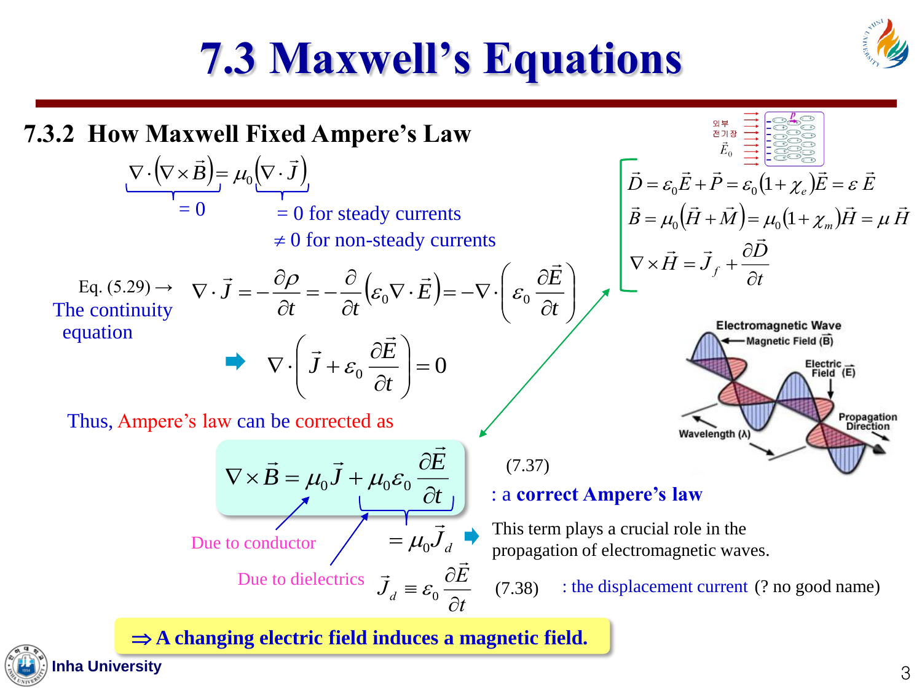# 7.3 Maxwell's Equations

## 7.3.2 How Maxwell Fixed Ampere's Law

$$\nabla \cdot \left(\nabla \times \vec{B}\right) = \mu_0 \left(\nabla \cdot \vec{J}\right)$$

- $\nabla \cdot (\nabla \times \vec{B}) = 0$
- $\nabla \cdot \vec{J} = 0$ for steady currents
- $\neq 0$ for non-steady currents

Eq. (5.29) → The continuity equation

$$\nabla \cdot \vec{J} = -\frac{\partial \rho}{\partial t} = -\frac{\partial}{\partial t}\left(\varepsilon_0 \nabla \cdot \vec{E}\right) = -\nabla \cdot \left(\varepsilon_0 \frac{\partial \vec{E}}{\partial t}\right)$$

$$\Rightarrow \quad \nabla \cdot \left(\vec{J} + \varepsilon_0 \frac{\partial \vec{E}}{\partial t}\right) = 0$$

$$\vec{D} = \varepsilon_0 \vec{E} + \vec{P} = \varepsilon_0 (1+\chi_e)\vec{E} = \varepsilon \vec{E}$$

$$\vec{B} = \mu_0 \left(\vec{H} + \vec{M}\right) = \mu_0 (1+\chi_m)\vec{H} = \mu \vec{H}$$

$$\nabla \times \vec{H} = \vec{J}_f + \frac{\partial \vec{D}}{\partial t}$$

외부 전기장 $\vec{E}_0$

Thus, Ampere's law can be corrected as

$$\nabla \times \vec{B} = \mu_0 \vec{J} + \mu_0 \varepsilon_0 \frac{\partial \vec{E}}{\partial t} \qquad (7.37)$$

: a **correct Ampere's law**

- $\mu_0 \vec{J}$: Due to conductor
- $\mu_0 \varepsilon_0 \frac{\partial \vec{E}}{\partial t} = \mu_0 \vec{J}_d$: Due to dielectrics

→ This term plays a crucial role in the propagation of electromagnetic waves.

$$\vec{J}_d \equiv \varepsilon_0 \frac{\partial \vec{E}}{\partial t} \qquad (7.38)$$

: the displacement current (? no good name)

Electromagnetic Wave: Magnetic Field ($\vec{B}$), Electric Field ($\vec{E}$), Wavelength ($\lambda$), Propagation Direction

**⇒ A changing electric field induces a magnetic field.**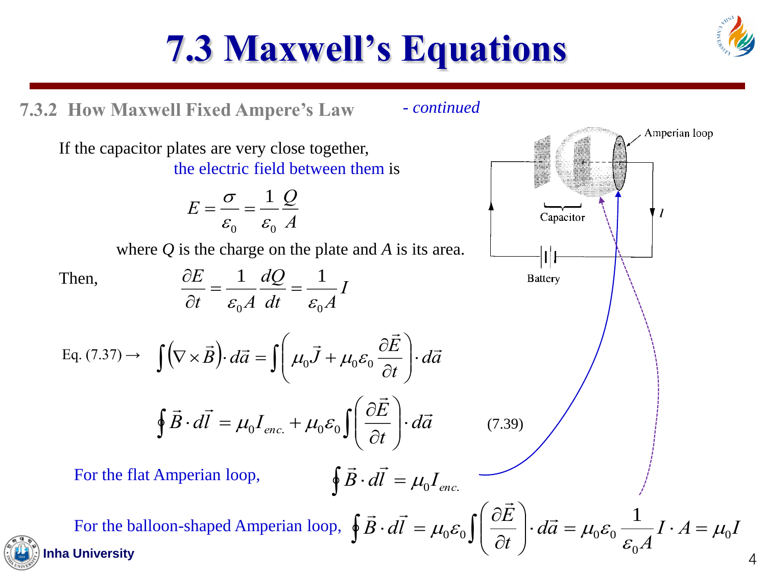# 7.3 Maxwell's Equations

### 7.3.2 How Maxwell Fixed Ampere's Law *- continued*

If the capacitor plates are very close together, the electric field between them is

$$E = \frac{\sigma}{\varepsilon_0} = \frac{1}{\varepsilon_0}\frac{Q}{A}$$

where $Q$ is the charge on the plate and $A$ is its area.

Then,

$$\frac{\partial E}{\partial t} = \frac{1}{\varepsilon_0 A}\frac{dQ}{dt} = \frac{1}{\varepsilon_0 A} I$$

Eq. (7.37) →

$$\int \left(\nabla \times \vec{B}\right)\cdot d\vec{a} = \int \left( \mu_0 \vec{J} + \mu_0 \varepsilon_0 \frac{\partial \vec{E}}{\partial t} \right) \cdot d\vec{a}$$

$$\oint \vec{B}\cdot d\vec{l} = \mu_0 I_{enc.} + \mu_0 \varepsilon_0 \int \left( \frac{\partial \vec{E}}{\partial t} \right) \cdot d\vec{a} \qquad (7.39)$$

For the flat Amperian loop, $\oint \vec{B}\cdot d\vec{l} = \mu_0 I_{enc.}$

For the balloon-shaped Amperian loop, $\oint \vec{B}\cdot d\vec{l} = \mu_0 \varepsilon_0 \int \left( \frac{\partial \vec{E}}{\partial t} \right) \cdot d\vec{a} = \mu_0 \varepsilon_0 \frac{1}{\varepsilon_0 A} I \cdot A = \mu_0 I$

Amperian loop

Capacitor

Battery

$I$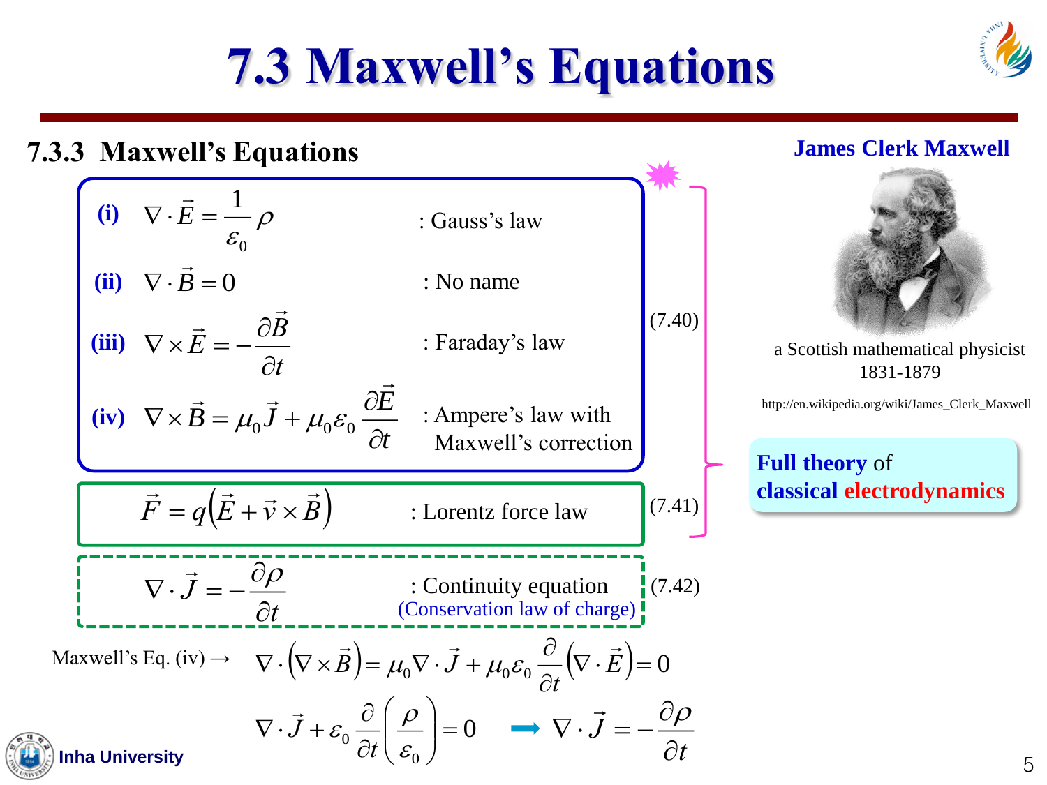# 7.3 Maxwell's Equations

## 7.3.3 Maxwell's Equations

**(i)** $\nabla \cdot \vec{E} = \frac{1}{\varepsilon_0}\rho$ : Gauss's law

**(ii)** $\nabla \cdot \vec{B} = 0$ : No name

**(iii)** $\nabla \times \vec{E} = -\frac{\partial \vec{B}}{\partial t}$ : Faraday's law

**(iv)** $\nabla \times \vec{B} = \mu_0 \vec{J} + \mu_0 \varepsilon_0 \frac{\partial \vec{E}}{\partial t}$ : Ampere's law with Maxwell's correction

(7.40)

$$\vec{F} = q\left(\vec{E} + \vec{v} \times \vec{B}\right) \quad \text{: Lorentz force law} \tag{7.41}$$

**Full theory** of **classical electrodynamics**

$$\nabla \cdot \vec{J} = -\frac{\partial \rho}{\partial t} \quad \text{: Continuity equation (Conservation law of charge)} \tag{7.42}$$

Maxwell's Eq. (iv) → $\nabla \cdot \left(\nabla \times \vec{B}\right) = \mu_0 \nabla \cdot \vec{J} + \mu_0 \varepsilon_0 \frac{\partial}{\partial t}\left(\nabla \cdot \vec{E}\right) = 0$

$$\nabla \cdot \vec{J} + \varepsilon_0 \frac{\partial}{\partial t}\left(\frac{\rho}{\varepsilon_0}\right) = 0 \quad \rightarrow \quad \nabla \cdot \vec{J} = -\frac{\partial \rho}{\partial t}$$

**James Clerk Maxwell**

a Scottish mathematical physicist
1831-1879

http://en.wikipedia.org/wiki/James_Clerk_Maxwell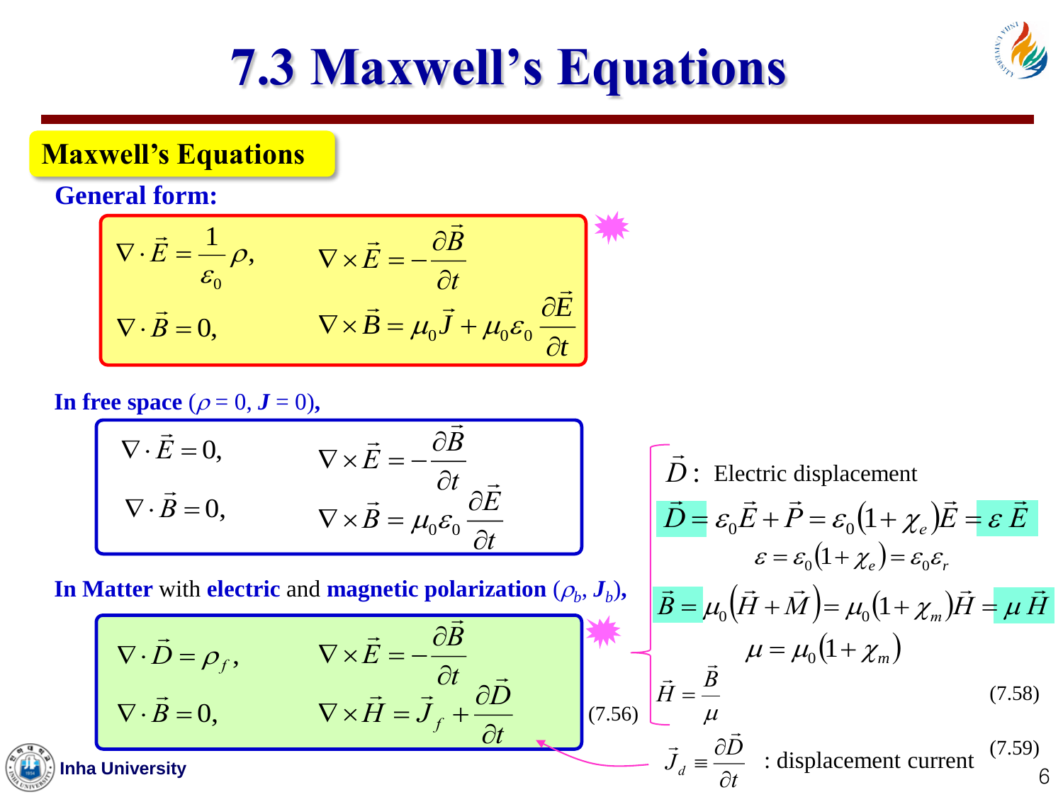# 7.3 Maxwell's Equations

## Maxwell's Equations

**General form:**

$$\nabla \cdot \vec{E} = \frac{1}{\varepsilon_0}\rho, \qquad \nabla \times \vec{E} = -\frac{\partial \vec{B}}{\partial t}$$

$$\nabla \cdot \vec{B} = 0, \qquad \nabla \times \vec{B} = \mu_0 \vec{J} + \mu_0 \varepsilon_0 \frac{\partial \vec{E}}{\partial t}$$

**In free space** ($\rho = 0$, $\boldsymbol{J} = 0$),

$$\nabla \cdot \vec{E} = 0, \qquad \nabla \times \vec{E} = -\frac{\partial \vec{B}}{\partial t}$$

$$\nabla \cdot \vec{B} = 0, \qquad \nabla \times \vec{B} = \mu_0 \varepsilon_0 \frac{\partial \vec{E}}{\partial t}$$

**In Matter** with **electric** and **magnetic polarization** ($\rho_b$, $\boldsymbol{J}_b$),

$$\nabla \cdot \vec{D} = \rho_f, \qquad \nabla \times \vec{E} = -\frac{\partial \vec{B}}{\partial t}$$

$$\nabla \cdot \vec{B} = 0, \qquad \nabla \times \vec{H} = \vec{J}_f + \frac{\partial \vec{D}}{\partial t} \qquad (7.56)$$

$\vec{D}$ : Electric displacement

$$\vec{D} = \varepsilon_0 \vec{E} + \vec{P} = \varepsilon_0 (1 + \chi_e)\vec{E} = \varepsilon \vec{E}$$

$$\varepsilon = \varepsilon_0 (1 + \chi_e) = \varepsilon_0 \varepsilon_r$$

$$\vec{B} = \mu_0 (\vec{H} + \vec{M}) = \mu_0 (1 + \chi_m)\vec{H} = \mu \vec{H}$$

$$\mu = \mu_0 (1 + \chi_m)$$

$$\vec{H} = \frac{\vec{B}}{\mu} \qquad (7.58)$$

$$\vec{J}_d \equiv \frac{\partial \vec{D}}{\partial t} \quad \text{: displacement current} \qquad (7.59)$$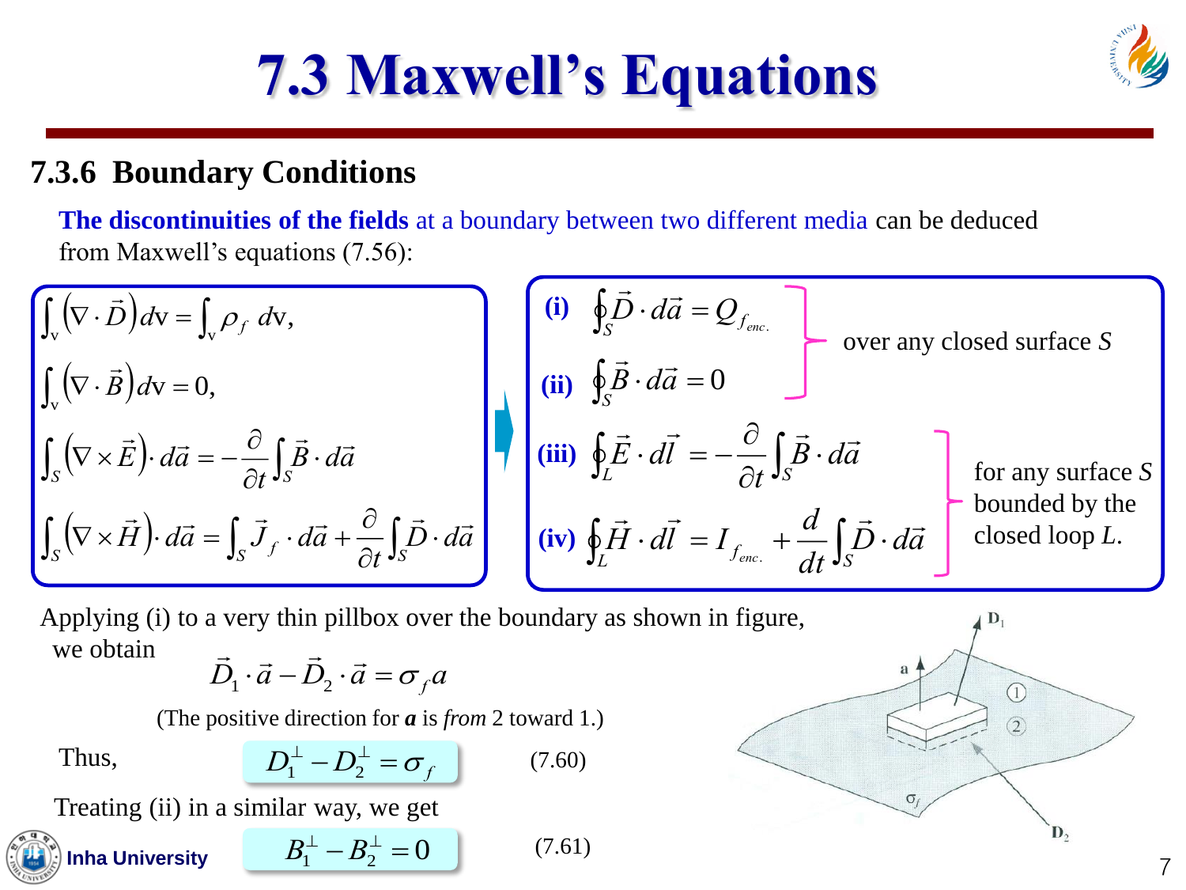# 7.3 Maxwell's Equations

## 7.3.6 Boundary Conditions

**The discontinuities of the fields** at a boundary between two different media can be deduced from Maxwell's equations (7.56):

$$\int_v \left(\nabla \cdot \vec{D}\right) dv = \int_v \rho_f \, dv,$$

$$\int_v \left(\nabla \cdot \vec{B}\right) dv = 0,$$

$$\int_S \left(\nabla \times \vec{E}\right) \cdot d\vec{a} = -\frac{\partial}{\partial t} \int_S \vec{B} \cdot d\vec{a}$$

$$\int_S \left(\nabla \times \vec{H}\right) \cdot d\vec{a} = \int_S \vec{J}_f \cdot d\vec{a} + \frac{\partial}{\partial t} \int_S \vec{D} \cdot d\vec{a}$$

**(i)** $\oint_S \vec{D} \cdot d\vec{a} = Q_{f_{enc.}}$

**(ii)** $\oint_S \vec{B} \cdot d\vec{a} = 0$

over any closed surface $S$

**(iii)** $\oint_L \vec{E} \cdot d\vec{l} = -\frac{\partial}{\partial t} \int_S \vec{B} \cdot d\vec{a}$

**(iv)** $\oint_L \vec{H} \cdot d\vec{l} = I_{f_{enc.}} + \frac{d}{dt} \int_S \vec{D} \cdot d\vec{a}$

for any surface $S$ bounded by the closed loop $L$.

Applying (i) to a very thin pillbox over the boundary as shown in figure, we obtain

$$\vec{D}_1 \cdot \vec{a} - \vec{D}_2 \cdot \vec{a} = \sigma_f a$$

(The positive direction for $\boldsymbol{a}$ is *from* 2 toward 1.)

Thus,

$$D_1^{\perp} - D_2^{\perp} = \sigma_f \qquad (7.60)$$

Treating (ii) in a similar way, we get

$$B_1^{\perp} - B_2^{\perp} = 0 \qquad (7.61)$$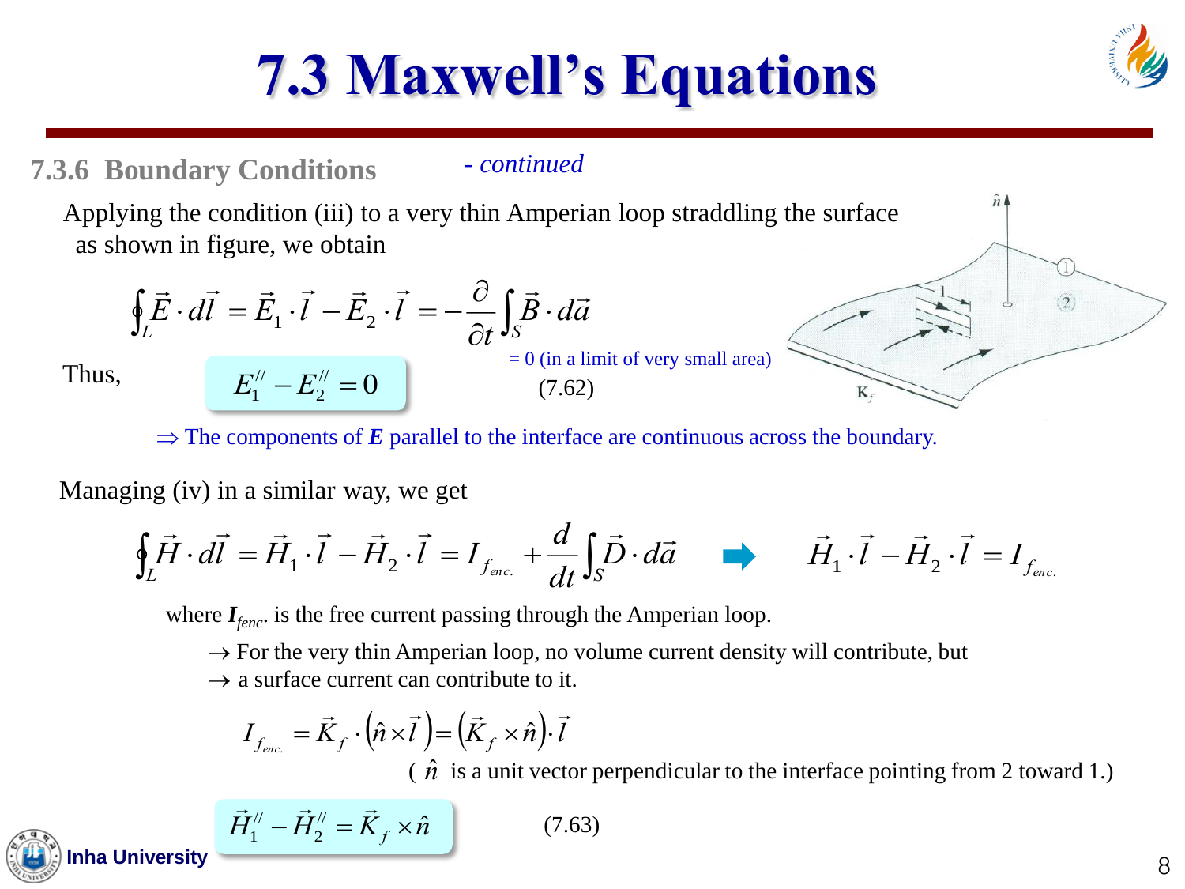# 7.3 Maxwell's Equations

### 7.3.6 Boundary Conditions

*- continued*

Applying the condition (iii) to a very thin Amperian loop straddling the surface as shown in figure, we obtain

$$\oint_L \vec{E}\cdot d\vec{l} = \vec{E}_1\cdot\vec{l} - \vec{E}_2\cdot\vec{l} = -\frac{\partial}{\partial t}\int_S \vec{B}\cdot d\vec{a}$$

= 0 (in a limit of very small area)

Thus,

$$E_1^{//} - E_2^{//} = 0 \qquad (7.62)$$

$\Rightarrow$ The components of ***E*** parallel to the interface are continuous across the boundary.

Managing (iv) in a similar way, we get

$$\oint_L \vec{H}\cdot d\vec{l} = \vec{H}_1\cdot\vec{l} - \vec{H}_2\cdot\vec{l} = I_{f_{enc.}} + \frac{d}{dt}\int_S \vec{D}\cdot d\vec{a} \quad \Rightarrow \quad \vec{H}_1\cdot\vec{l} - \vec{H}_2\cdot\vec{l} = I_{f_{enc.}}$$

where $I_{fenc.}$ is the free current passing through the Amperian loop.

$\rightarrow$ For the very thin Amperian loop, no volume current density will contribute, but
$\rightarrow$ a surface current can contribute to it.

$$I_{f_{enc.}} = \vec{K}_f\cdot\left(\hat{n}\times\vec{l}\right) = \left(\vec{K}_f\times\hat{n}\right)\cdot\vec{l}$$

( $\hat{n}$ is a unit vector perpendicular to the interface pointing from 2 toward 1.)

$$\vec{H}_1^{//} - \vec{H}_2^{//} = \vec{K}_f\times\hat{n} \qquad (7.63)$$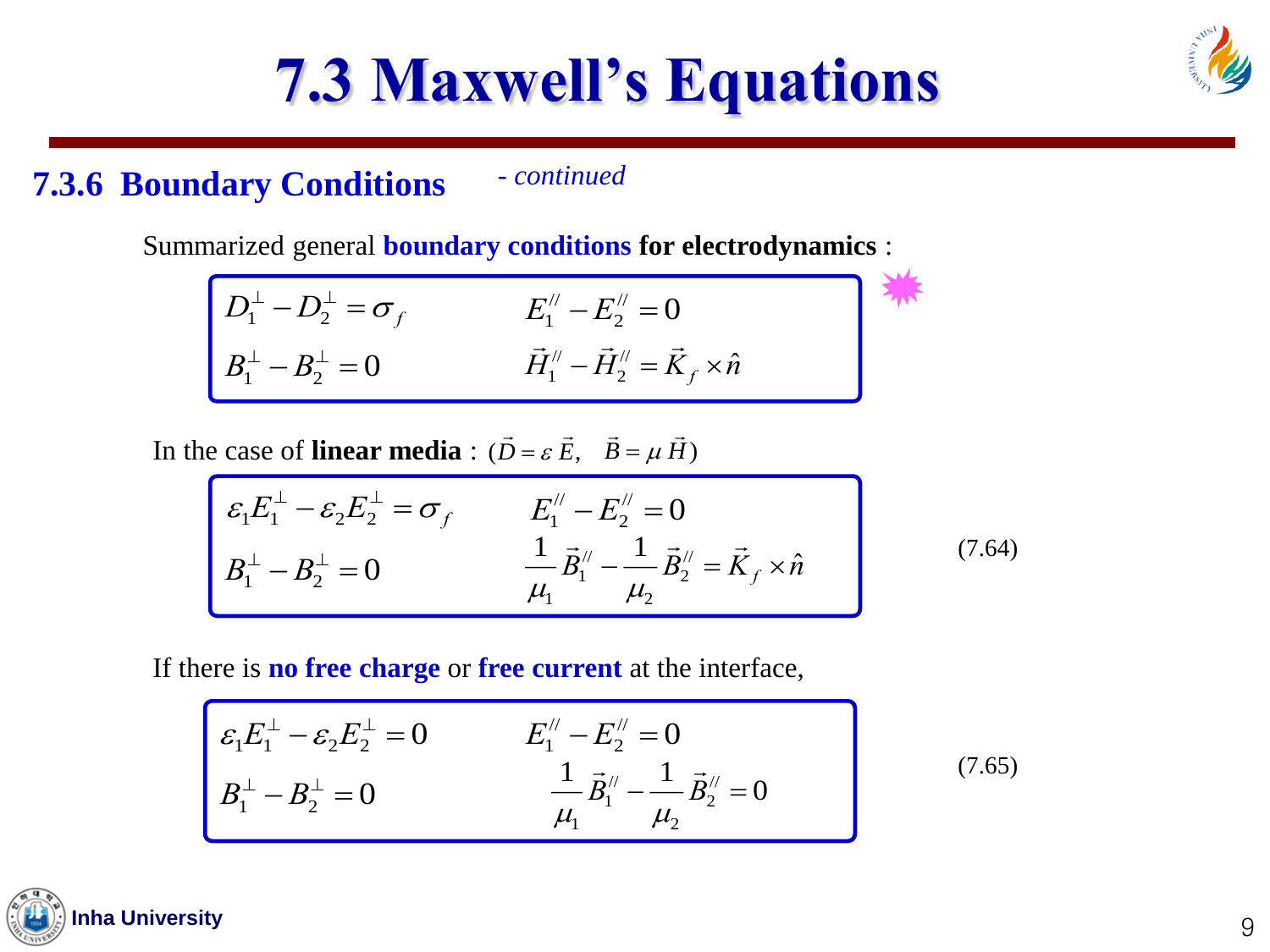# 7.3 Maxwell's Equations

## 7.3.6 Boundary Conditions *- continued*

Summarized general **boundary conditions for electrodynamics** :

$$
\begin{aligned}
&D_1^{\perp} - D_2^{\perp} = \sigma_f \qquad && E_1^{/\!/} - E_2^{/\!/} = 0 \\
&B_1^{\perp} - B_2^{\perp} = 0 \qquad && \vec{H}_1^{/\!/} - \vec{H}_2^{/\!/} = \vec{K}_f \times \hat{n}
\end{aligned}
$$

In the case of **linear media** : $(\vec{D} = \varepsilon \vec{E}, \quad \vec{B} = \mu \vec{H})$

$$
\begin{aligned}
&\varepsilon_1 E_1^{\perp} - \varepsilon_2 E_2^{\perp} = \sigma_f \qquad && E_1^{/\!/} - E_2^{/\!/} = 0 \\
&B_1^{\perp} - B_2^{\perp} = 0 \qquad && \frac{1}{\mu_1}\vec{B}_1^{/\!/} - \frac{1}{\mu_2}\vec{B}_2^{/\!/} = \vec{K}_f \times \hat{n}
\end{aligned}
\tag{7.64}
$$

If there is **no free charge** or **free current** at the interface,

$$
\begin{aligned}
&\varepsilon_1 E_1^{\perp} - \varepsilon_2 E_2^{\perp} = 0 \qquad && E_1^{/\!/} - E_2^{/\!/} = 0 \\
&B_1^{\perp} - B_2^{\perp} = 0 \qquad && \frac{1}{\mu_1}\vec{B}_1^{/\!/} - \frac{1}{\mu_2}\vec{B}_2^{/\!/} = 0
\end{aligned}
\tag{7.65}
$$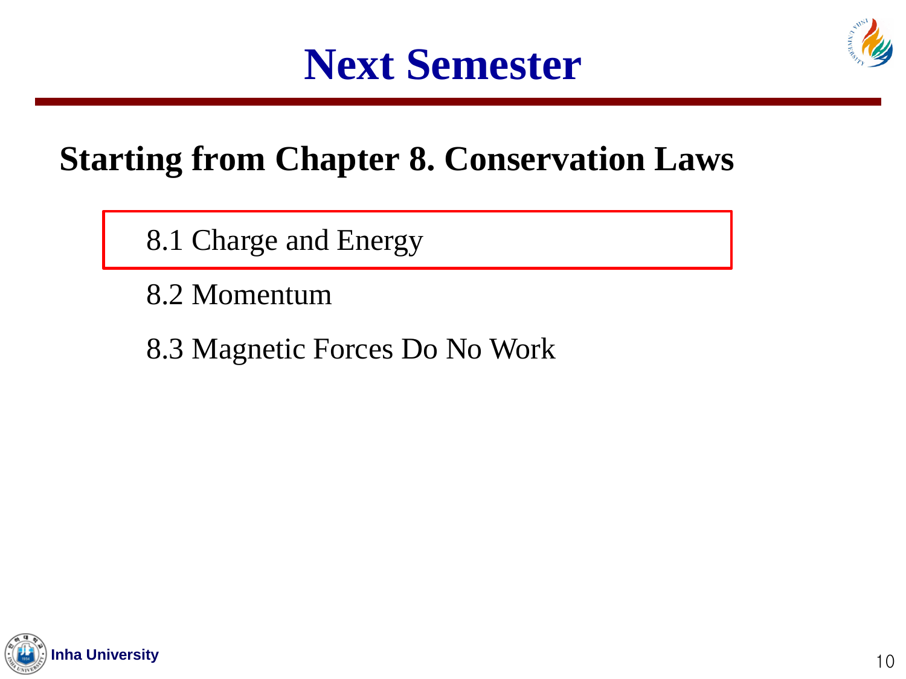# Next Semester

## Starting from Chapter 8. Conservation Laws

8.1 Charge and Energy

8.2 Momentum

8.3 Magnetic Forces Do No Work